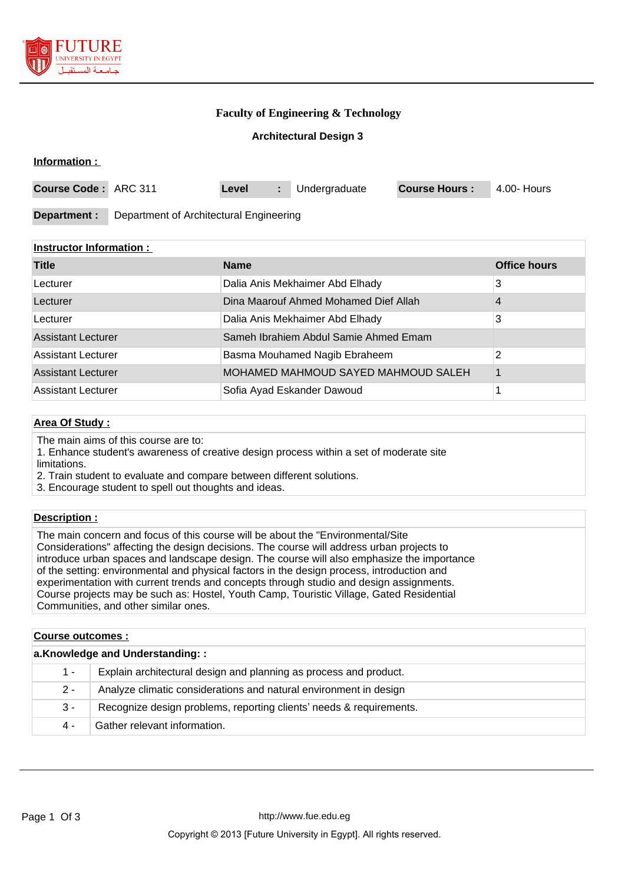# Faculty of Engineering & Technology

## Architectural Design 3

**Information :**

| **Course Code :** | ARC 311 | **Level** | **:** | Undergraduate | **Course Hours :** | 4.00- Hours |
|---|---|---|---|---|---|---|

| **Department :** | Department of Architectural Engineering |
|---|---|

**Instructor Information :**

| Title | Name | Office hours |
|---|---|---|
| Lecturer | Dalia Anis Mekhaimer Abd Elhady | 3 |
| Lecturer | Dina Maarouf Ahmed Mohamed Dief Allah | 4 |
| Lecturer | Dalia Anis Mekhaimer Abd Elhady | 3 |
| Assistant Lecturer | Sameh Ibrahiem Abdul Samie Ahmed Emam | |
| Assistant Lecturer | Basma Mouhamed Nagib Ebraheem | 2 |
| Assistant Lecturer | MOHAMED MAHMOUD SAYED MAHMOUD SALEH | 1 |
| Assistant Lecturer | Sofia Ayad Eskander Dawoud | 1 |

**Area Of Study :**

The main aims of this course are to:
1. Enhance student's awareness of creative design process within a set of moderate site limitations.
2. Train student to evaluate and compare between different solutions.
3. Encourage student to spell out thoughts and ideas.

**Description :**

The main concern and focus of this course will be about the "Environmental/Site Considerations" affecting the design decisions. The course will address urban projects to introduce urban spaces and landscape design. The course will also emphasize the importance of the setting: environmental and physical factors in the design process, introduction and experimentation with current trends and concepts through studio and design assignments. Course projects may be such as: Hostel, Youth Camp, Touristic Village, Gated Residential Communities, and other similar ones.

**Course outcomes :**

**a.Knowledge and Understanding: :**

| | |
|---|---|
| 1 - | Explain architectural design and planning as process and product. |
| 2 - | Analyze climatic considerations and natural environment in design |
| 3 - | Recognize design problems, reporting clients' needs & requirements. |
| 4 - | Gather relevant information. |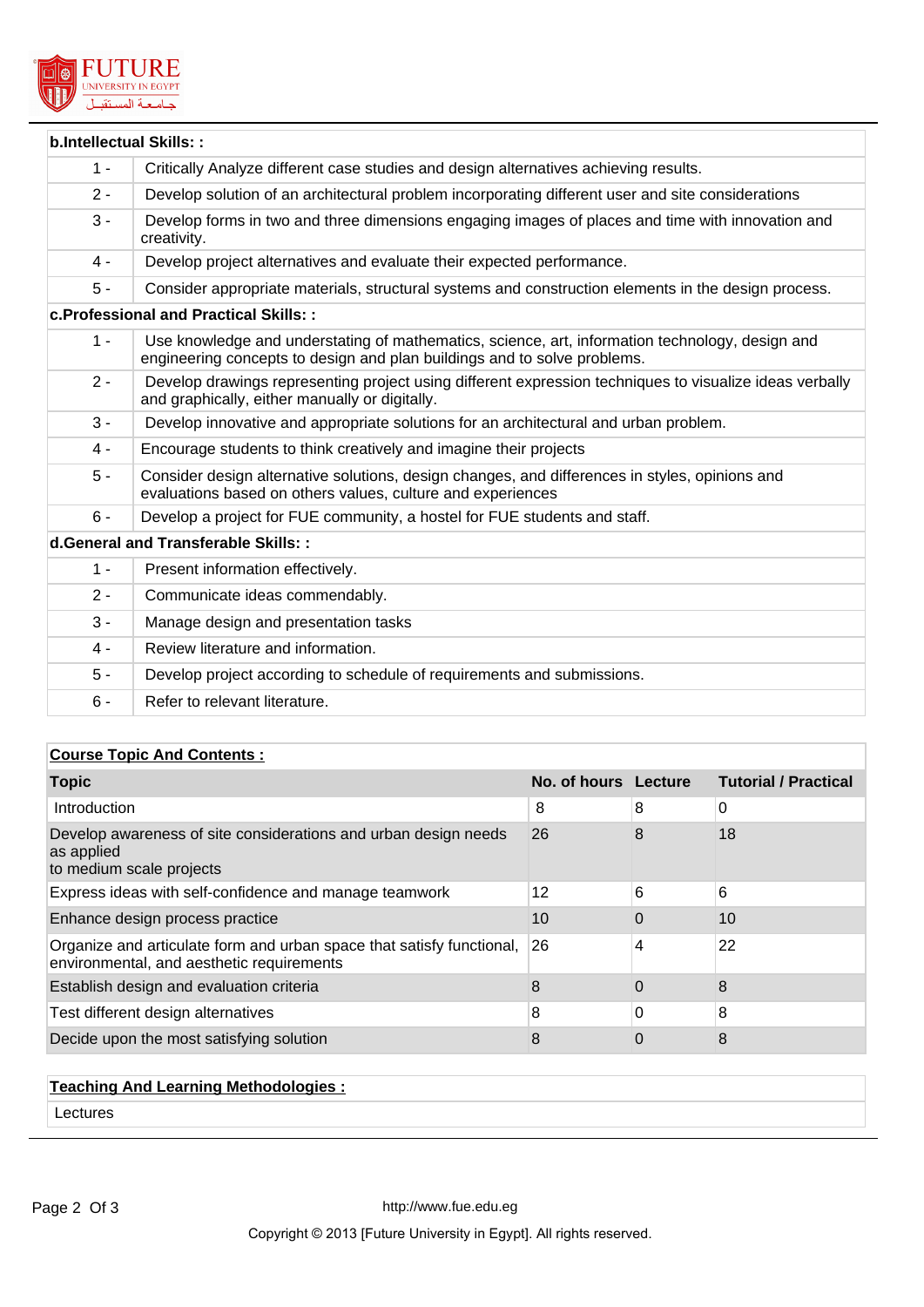| b.Intellectual Skills: : | |
|---|---|
| 1 - | Critically Analyze different case studies and design alternatives achieving results. |
| 2 - | Develop solution of an architectural problem incorporating different user and site considerations |
| 3 - | Develop forms in two and three dimensions engaging images of places and time with innovation and creativity. |
| 4 - | Develop project alternatives and evaluate their expected performance. |
| 5 - | Consider appropriate materials, structural systems and construction elements in the design process. |
| **c.Professional and Practical Skills: :** | |
| 1 - | Use knowledge and understating of mathematics, science, art, information technology, design and engineering concepts to design and plan buildings and to solve problems. |
| 2 - | Develop drawings representing project using different expression techniques to visualize ideas verbally and graphically, either manually or digitally. |
| 3 - | Develop innovative and appropriate solutions for an architectural and urban problem. |
| 4 - | Encourage students to think creatively and imagine their projects |
| 5 - | Consider design alternative solutions, design changes, and differences in styles, opinions and evaluations based on others values, culture and experiences |
| 6 - | Develop a project for FUE community, a hostel for FUE students and staff. |
| **d.General and Transferable Skills: :** | |
| 1 - | Present information effectively. |
| 2 - | Communicate ideas commendably. |
| 3 - | Manage design and presentation tasks |
| 4 - | Review literature and information. |
| 5 - | Develop project according to schedule of requirements and submissions. |
| 6 - | Refer to relevant literature. |

**Course Topic And Contents :**

| Topic | No. of hours | Lecture | Tutorial / Practical |
|---|---|---|---|
| Introduction | 8 | 8 | 0 |
| Develop awareness of site considerations and urban design needs as applied to medium scale projects | 26 | 8 | 18 |
| Express ideas with self-confidence and manage teamwork | 12 | 6 | 6 |
| Enhance design process practice | 10 | 0 | 10 |
| Organize and articulate form and urban space that satisfy functional, environmental, and aesthetic requirements | 26 | 4 | 22 |
| Establish design and evaluation criteria | 8 | 0 | 8 |
| Test different design alternatives | 8 | 0 | 8 |
| Decide upon the most satisfying solution | 8 | 0 | 8 |

**Teaching And Learning Methodologies :**

Lectures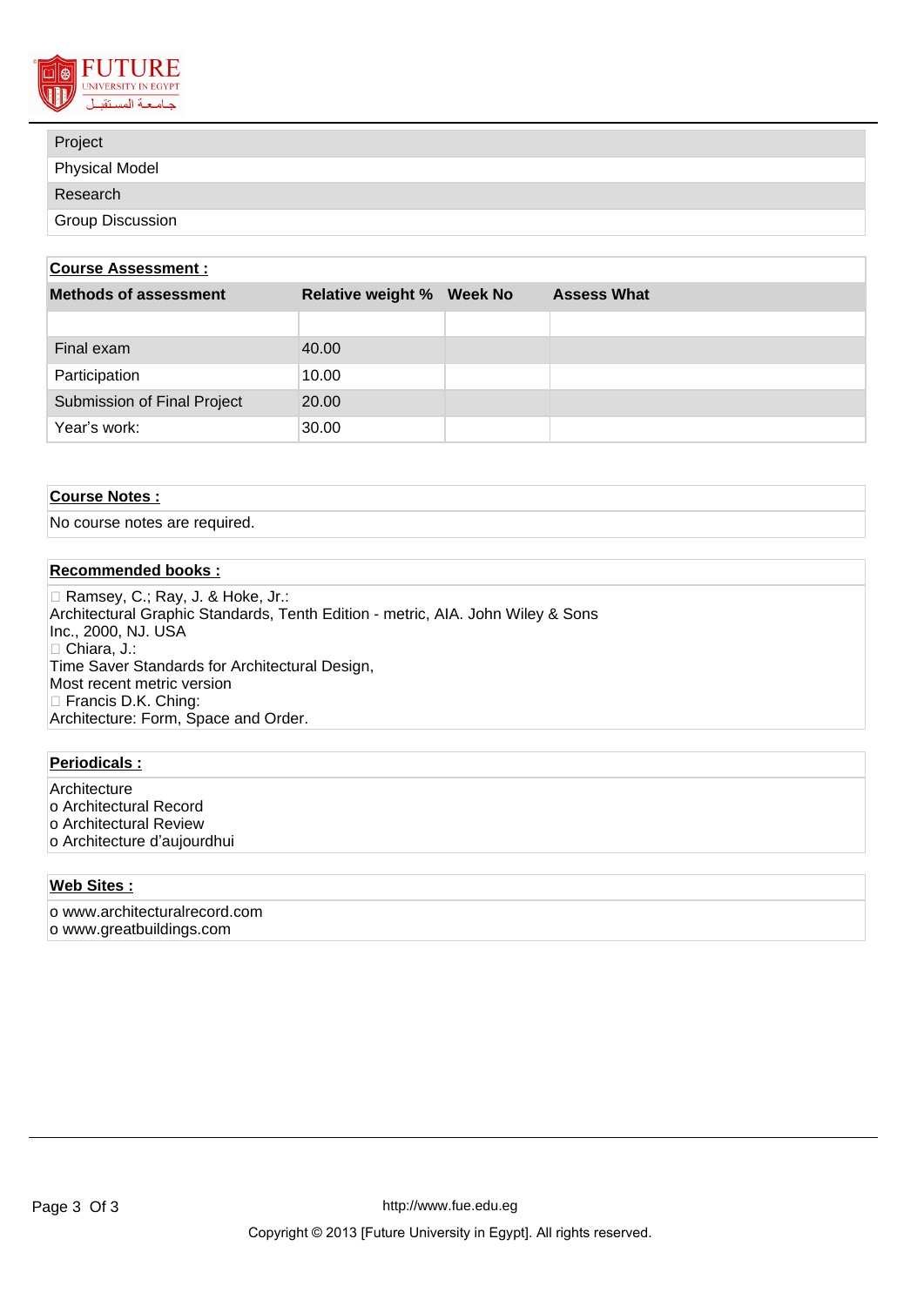| |
|---|
| Project |
| Physical Model |
| Research |
| Group Discussion |

**Course Assessment :**

| Methods of assessment | Relative weight % | Week No | Assess What |
|---|---|---|---|
| | | | |
| Final exam | 40.00 | | |
| Participation | 10.00 | | |
| Submission of Final Project | 20.00 | | |
| Year's work: | 30.00 | | |

**Course Notes :**

No course notes are required.

**Recommended books :**

 Ramsey, C.; Ray, J. & Hoke, Jr.:
Architectural Graphic Standards, Tenth Edition - metric, AIA. John Wiley & Sons Inc., 2000, NJ. USA
 Chiara, J.:
Time Saver Standards for Architectural Design,
Most recent metric version
 Francis D.K. Ching:
Architecture: Form, Space and Order.

**Periodicals :**

Architecture
o Architectural Record
o Architectural Review
o Architecture d'aujourdhui

**Web Sites :**

o www.architecturalrecord.com
o www.greatbuildings.com